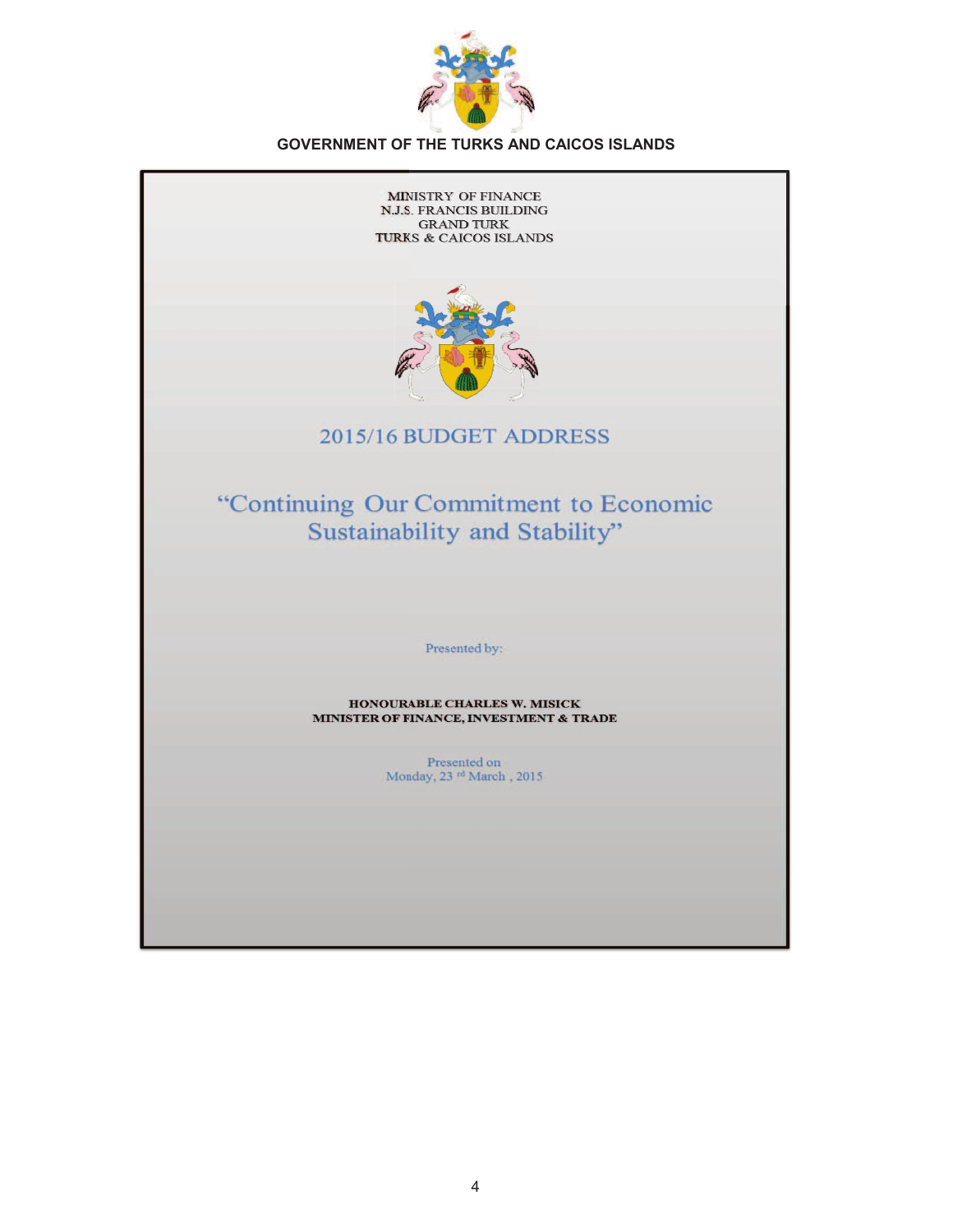**GOVERNMENT OF THE TURKS AND CAICOS ISLANDS**

MINISTRY OF FINANCE
N.J.S. FRANCIS BUILDING
GRAND TURK
TURKS & CAICOS ISLANDS

# 2015/16 BUDGET ADDRESS

## "Continuing Our Commitment to Economic Sustainability and Stability"

Presented by:

**HONOURABLE CHARLES W. MISICK**
**MINISTER OF FINANCE, INVESTMENT & TRADE**

Presented on
Monday, 23 rd March , 2015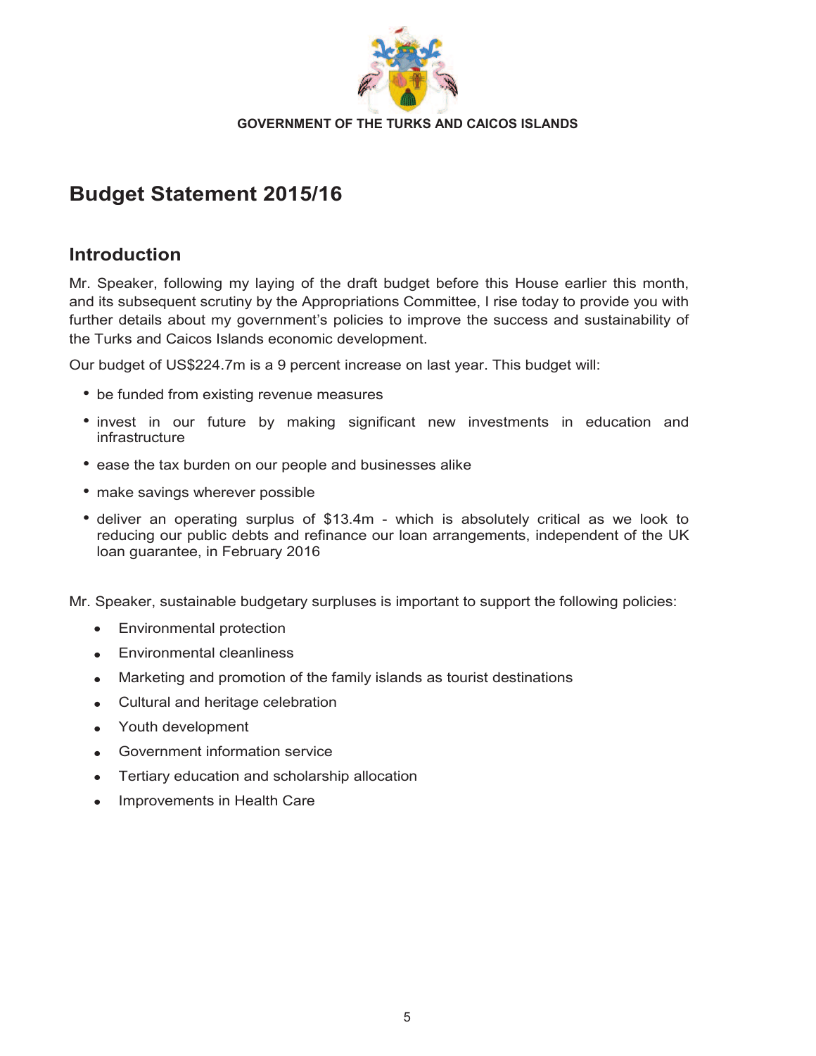GOVERNMENT OF THE TURKS AND CAICOS ISLANDS

# Budget Statement 2015/16

## Introduction

Mr. Speaker, following my laying of the draft budget before this House earlier this month, and its subsequent scrutiny by the Appropriations Committee, I rise today to provide you with further details about my government's policies to improve the success and sustainability of the Turks and Caicos Islands economic development.

Our budget of US$224.7m is a 9 percent increase on last year. This budget will:

- be funded from existing revenue measures
- invest in our future by making significant new investments in education and infrastructure
- ease the tax burden on our people and businesses alike
- make savings wherever possible
- deliver an operating surplus of $13.4m - which is absolutely critical as we look to reducing our public debts and refinance our loan arrangements, independent of the UK loan guarantee, in February 2016

Mr. Speaker, sustainable budgetary surpluses is important to support the following policies:

- Environmental protection
- Environmental cleanliness
- Marketing and promotion of the family islands as tourist destinations
- Cultural and heritage celebration
- Youth development
- Government information service
- Tertiary education and scholarship allocation
- Improvements in Health Care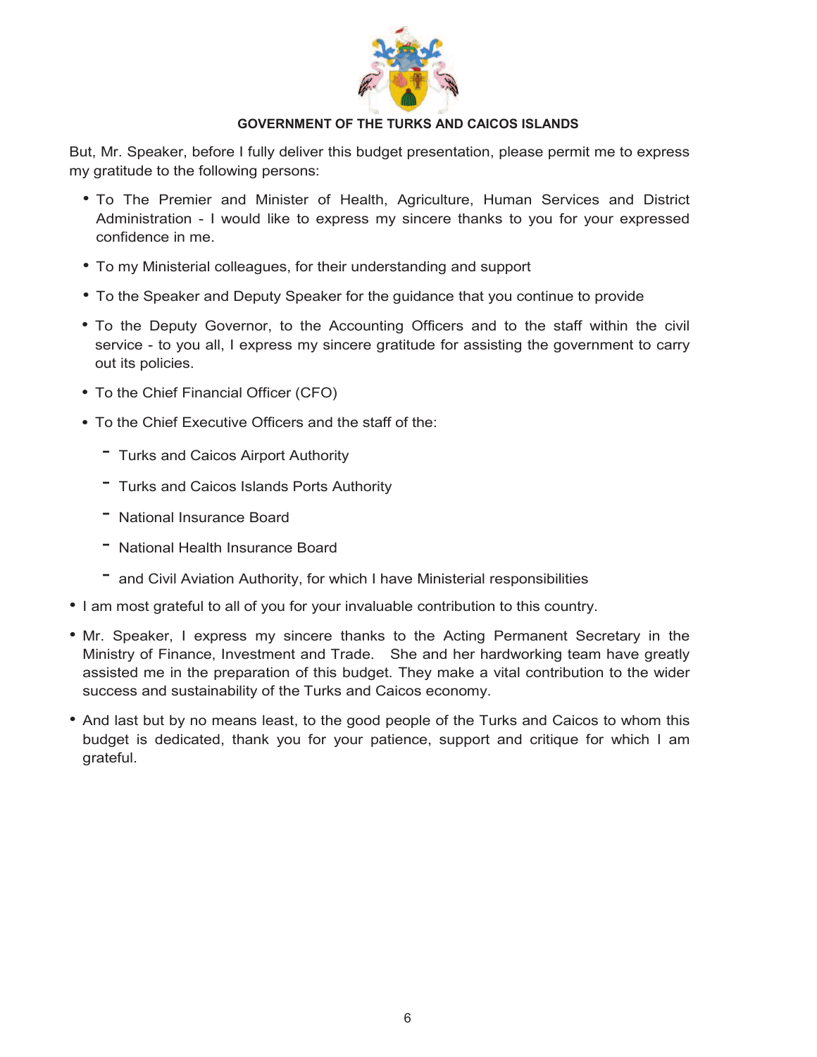But, Mr. Speaker, before I fully deliver this budget presentation, please permit me to express my gratitude to the following persons:

- To The Premier and Minister of Health, Agriculture, Human Services and District Administration - I would like to express my sincere thanks to you for your expressed confidence in me.
- To my Ministerial colleagues, for their understanding and support
- To the Speaker and Deputy Speaker for the guidance that you continue to provide
- To the Deputy Governor, to the Accounting Officers and to the staff within the civil service - to you all, I express my sincere gratitude for assisting the government to carry out its policies.
- To the Chief Financial Officer (CFO)
- To the Chief Executive Officers and the staff of the:
  - Turks and Caicos Airport Authority
  - Turks and Caicos Islands Ports Authority
  - National Insurance Board
  - National Health Insurance Board
  - and Civil Aviation Authority, for which I have Ministerial responsibilities
- I am most grateful to all of you for your invaluable contribution to this country.
- Mr. Speaker, I express my sincere thanks to the Acting Permanent Secretary in the Ministry of Finance, Investment and Trade. She and her hardworking team have greatly assisted me in the preparation of this budget. They make a vital contribution to the wider success and sustainability of the Turks and Caicos economy.
- And last but by no means least, to the good people of the Turks and Caicos to whom this budget is dedicated, thank you for your patience, support and critique for which I am grateful.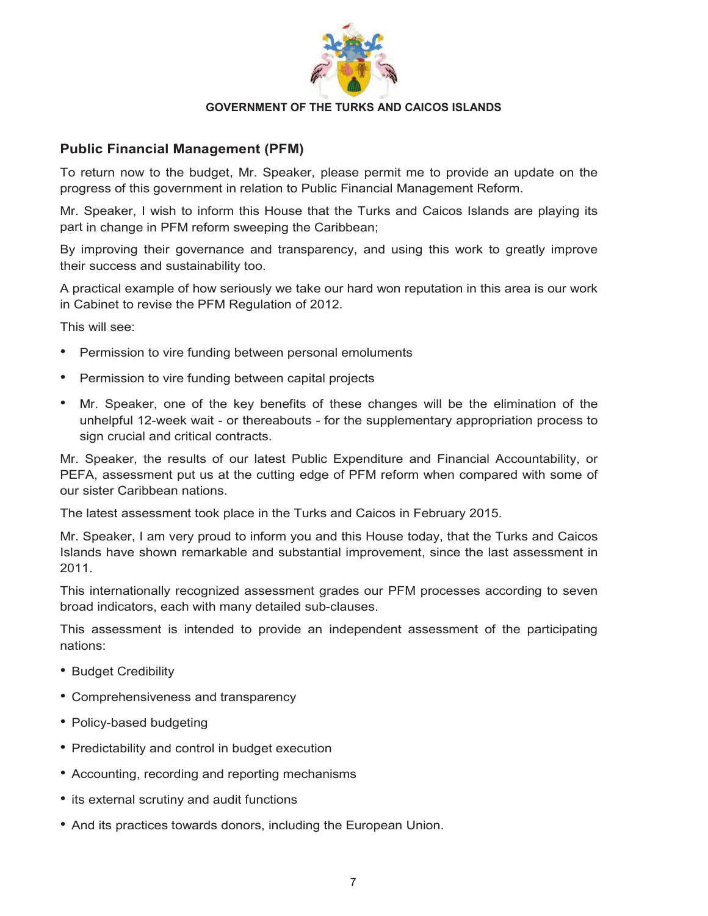**GOVERNMENT OF THE TURKS AND CAICOS ISLANDS**

## Public Financial Management (PFM)

To return now to the budget, Mr. Speaker, please permit me to provide an update on the progress of this government in relation to Public Financial Management Reform.

Mr. Speaker, I wish to inform this House that the Turks and Caicos Islands are playing its part in change in PFM reform sweeping the Caribbean;

By improving their governance and transparency, and using this work to greatly improve their success and sustainability too.

A practical example of how seriously we take our hard won reputation in this area is our work in Cabinet to revise the PFM Regulation of 2012.

This will see:

- Permission to vire funding between personal emoluments
- Permission to vire funding between capital projects
- Mr. Speaker, one of the key benefits of these changes will be the elimination of the unhelpful 12-week wait - or thereabouts - for the supplementary appropriation process to sign crucial and critical contracts.

Mr. Speaker, the results of our latest Public Expenditure and Financial Accountability, or PEFA, assessment put us at the cutting edge of PFM reform when compared with some of our sister Caribbean nations.

The latest assessment took place in the Turks and Caicos in February 2015.

Mr. Speaker, I am very proud to inform you and this House today, that the Turks and Caicos Islands have shown remarkable and substantial improvement, since the last assessment in 2011.

This internationally recognized assessment grades our PFM processes according to seven broad indicators, each with many detailed sub-clauses.

This assessment is intended to provide an independent assessment of the participating nations:

- Budget Credibility
- Comprehensiveness and transparency
- Policy-based budgeting
- Predictability and control in budget execution
- Accounting, recording and reporting mechanisms
- its external scrutiny and audit functions
- And its practices towards donors, including the European Union.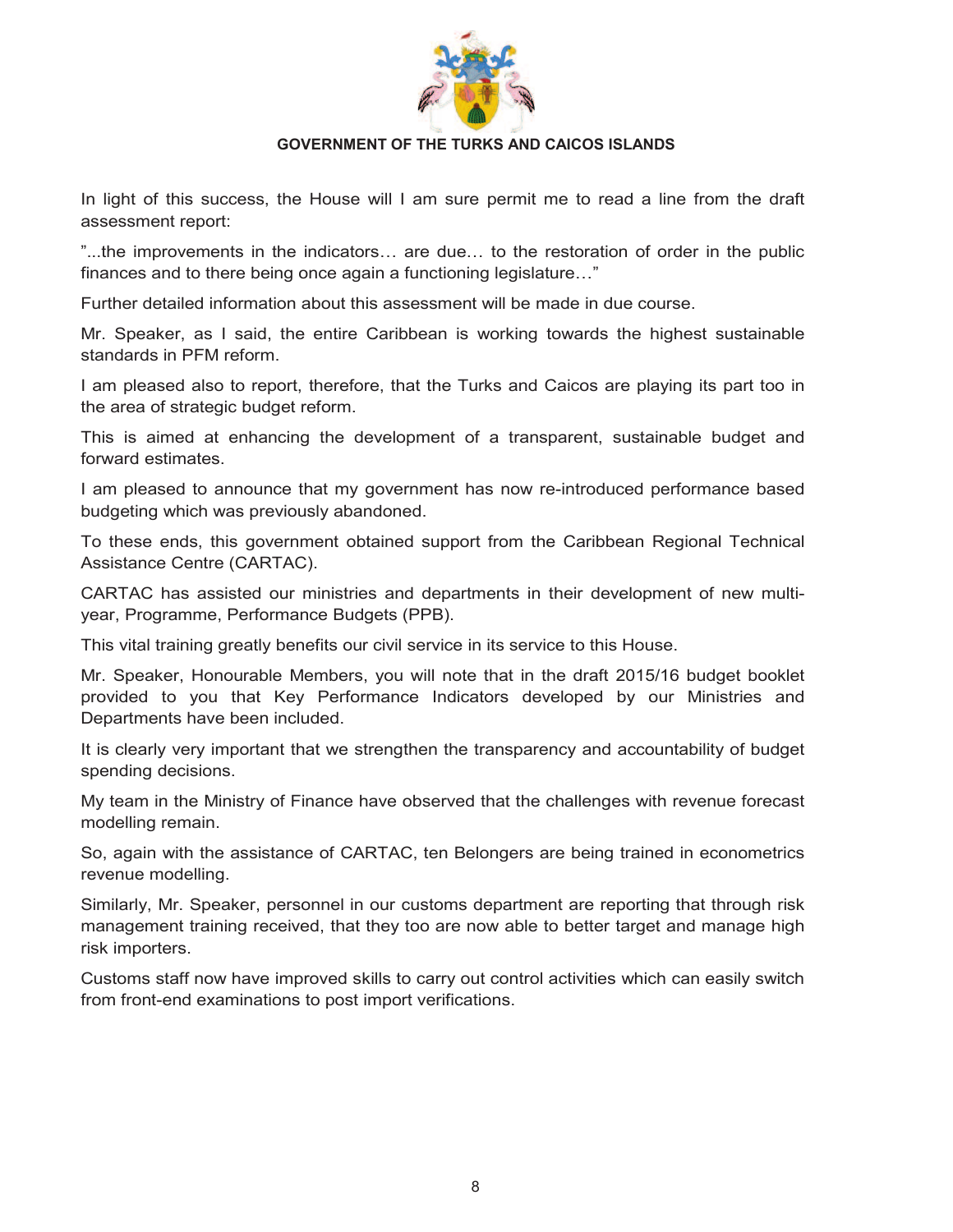In light of this success, the House will I am sure permit me to read a line from the draft assessment report:

”...the improvements in the indicators… are due… to the restoration of order in the public finances and to there being once again a functioning legislature…”

Further detailed information about this assessment will be made in due course.

Mr. Speaker, as I said, the entire Caribbean is working towards the highest sustainable standards in PFM reform.

I am pleased also to report, therefore, that the Turks and Caicos are playing its part too in the area of strategic budget reform.

This is aimed at enhancing the development of a transparent, sustainable budget and forward estimates.

I am pleased to announce that my government has now re-introduced performance based budgeting which was previously abandoned.

To these ends, this government obtained support from the Caribbean Regional Technical Assistance Centre (CARTAC).

CARTAC has assisted our ministries and departments in their development of new multi-year, Programme, Performance Budgets (PPB).

This vital training greatly benefits our civil service in its service to this House.

Mr. Speaker, Honourable Members, you will note that in the draft 2015/16 budget booklet provided to you that Key Performance Indicators developed by our Ministries and Departments have been included.

It is clearly very important that we strengthen the transparency and accountability of budget spending decisions.

My team in the Ministry of Finance have observed that the challenges with revenue forecast modelling remain.

So, again with the assistance of CARTAC, ten Belongers are being trained in econometrics revenue modelling.

Similarly, Mr. Speaker, personnel in our customs department are reporting that through risk management training received, that they too are now able to better target and manage high risk importers.

Customs staff now have improved skills to carry out control activities which can easily switch from front-end examinations to post import verifications.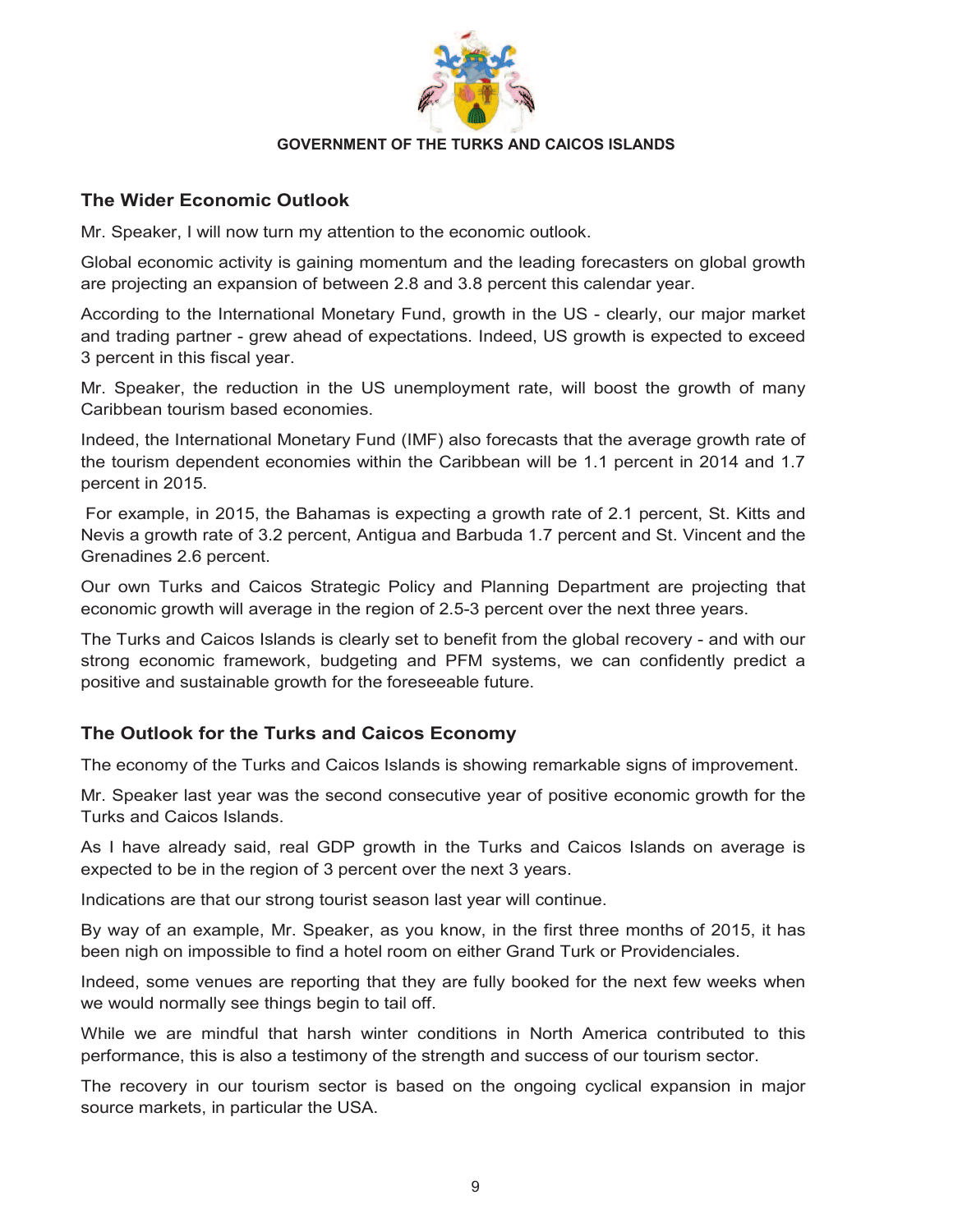## The Wider Economic Outlook

Mr. Speaker, I will now turn my attention to the economic outlook.

Global economic activity is gaining momentum and the leading forecasters on global growth are projecting an expansion of between 2.8 and 3.8 percent this calendar year.

According to the International Monetary Fund, growth in the US - clearly, our major market and trading partner - grew ahead of expectations. Indeed, US growth is expected to exceed 3 percent in this fiscal year.

Mr. Speaker, the reduction in the US unemployment rate, will boost the growth of many Caribbean tourism based economies.

Indeed, the International Monetary Fund (IMF) also forecasts that the average growth rate of the tourism dependent economies within the Caribbean will be 1.1 percent in 2014 and 1.7 percent in 2015.

For example, in 2015, the Bahamas is expecting a growth rate of 2.1 percent, St. Kitts and Nevis a growth rate of 3.2 percent, Antigua and Barbuda 1.7 percent and St. Vincent and the Grenadines 2.6 percent.

Our own Turks and Caicos Strategic Policy and Planning Department are projecting that economic growth will average in the region of 2.5-3 percent over the next three years.

The Turks and Caicos Islands is clearly set to benefit from the global recovery - and with our strong economic framework, budgeting and PFM systems, we can confidently predict a positive and sustainable growth for the foreseeable future.

## The Outlook for the Turks and Caicos Economy

The economy of the Turks and Caicos Islands is showing remarkable signs of improvement.

Mr. Speaker last year was the second consecutive year of positive economic growth for the Turks and Caicos Islands.

As I have already said, real GDP growth in the Turks and Caicos Islands on average is expected to be in the region of 3 percent over the next 3 years.

Indications are that our strong tourist season last year will continue.

By way of an example, Mr. Speaker, as you know, in the first three months of 2015, it has been nigh on impossible to find a hotel room on either Grand Turk or Providenciales.

Indeed, some venues are reporting that they are fully booked for the next few weeks when we would normally see things begin to tail off.

While we are mindful that harsh winter conditions in North America contributed to this performance, this is also a testimony of the strength and success of our tourism sector.

The recovery in our tourism sector is based on the ongoing cyclical expansion in major source markets, in particular the USA.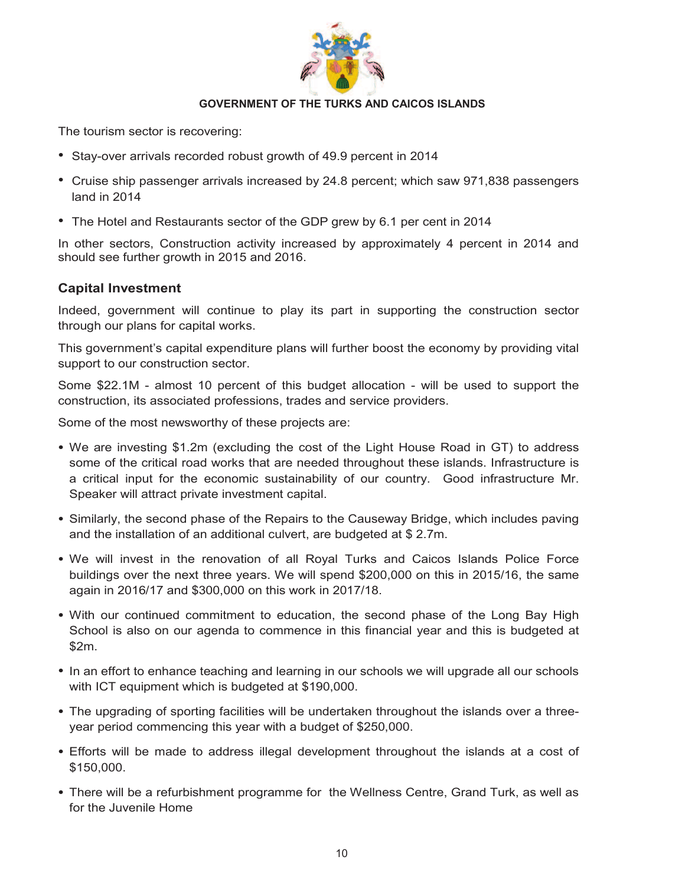The tourism sector is recovering:

- Stay-over arrivals recorded robust growth of 49.9 percent in 2014
- Cruise ship passenger arrivals increased by 24.8 percent; which saw 971,838 passengers land in 2014
- The Hotel and Restaurants sector of the GDP grew by 6.1 per cent in 2014

In other sectors, Construction activity increased by approximately 4 percent in 2014 and should see further growth in 2015 and 2016.

## Capital Investment

Indeed, government will continue to play its part in supporting the construction sector through our plans for capital works.

This government's capital expenditure plans will further boost the economy by providing vital support to our construction sector.

Some $22.1M - almost 10 percent of this budget allocation - will be used to support the construction, its associated professions, trades and service providers.

Some of the most newsworthy of these projects are:

- We are investing $1.2m (excluding the cost of the Light House Road in GT) to address some of the critical road works that are needed throughout these islands. Infrastructure is a critical input for the economic sustainability of our country. Good infrastructure Mr. Speaker will attract private investment capital.
- Similarly, the second phase of the Repairs to the Causeway Bridge, which includes paving and the installation of an additional culvert, are budgeted at $ 2.7m.
- We will invest in the renovation of all Royal Turks and Caicos Islands Police Force buildings over the next three years. We will spend $200,000 on this in 2015/16, the same again in 2016/17 and $300,000 on this work in 2017/18.
- With our continued commitment to education, the second phase of the Long Bay High School is also on our agenda to commence in this financial year and this is budgeted at $2m.
- In an effort to enhance teaching and learning in our schools we will upgrade all our schools with ICT equipment which is budgeted at $190,000.
- The upgrading of sporting facilities will be undertaken throughout the islands over a three-year period commencing this year with a budget of $250,000.
- Efforts will be made to address illegal development throughout the islands at a cost of $150,000.
- There will be a refurbishment programme for the Wellness Centre, Grand Turk, as well as for the Juvenile Home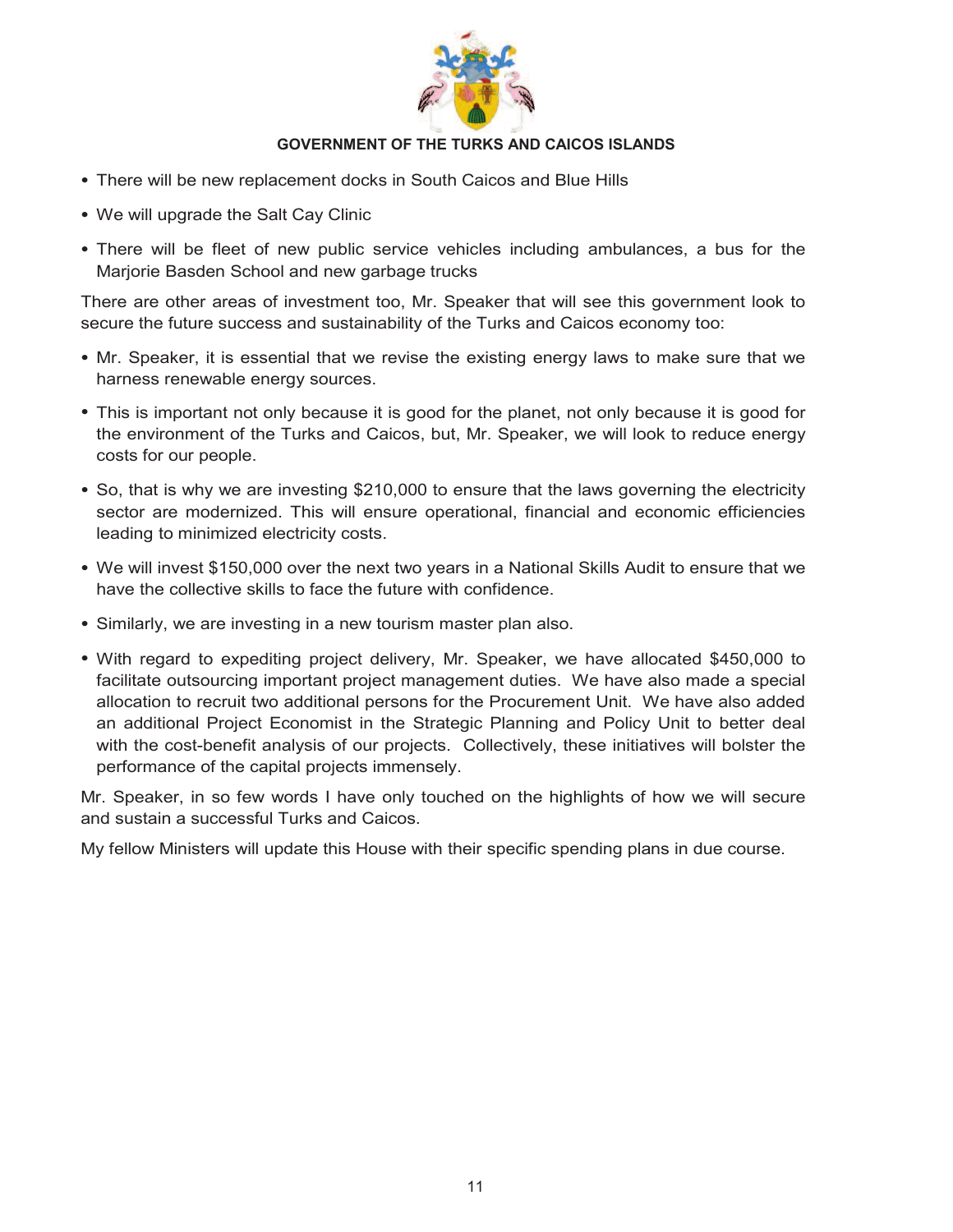- There will be new replacement docks in South Caicos and Blue Hills
- We will upgrade the Salt Cay Clinic
- There will be fleet of new public service vehicles including ambulances, a bus for the Marjorie Basden School and new garbage trucks

There are other areas of investment too, Mr. Speaker that will see this government look to secure the future success and sustainability of the Turks and Caicos economy too:

- Mr. Speaker, it is essential that we revise the existing energy laws to make sure that we harness renewable energy sources.
- This is important not only because it is good for the planet, not only because it is good for the environment of the Turks and Caicos, but, Mr. Speaker, we will look to reduce energy costs for our people.
- So, that is why we are investing $210,000 to ensure that the laws governing the electricity sector are modernized. This will ensure operational, financial and economic efficiencies leading to minimized electricity costs.
- We will invest $150,000 over the next two years in a National Skills Audit to ensure that we have the collective skills to face the future with confidence.
- Similarly, we are investing in a new tourism master plan also.
- With regard to expediting project delivery, Mr. Speaker, we have allocated $450,000 to facilitate outsourcing important project management duties. We have also made a special allocation to recruit two additional persons for the Procurement Unit. We have also added an additional Project Economist in the Strategic Planning and Policy Unit to better deal with the cost-benefit analysis of our projects. Collectively, these initiatives will bolster the performance of the capital projects immensely.

Mr. Speaker, in so few words I have only touched on the highlights of how we will secure and sustain a successful Turks and Caicos.

My fellow Ministers will update this House with their specific spending plans in due course.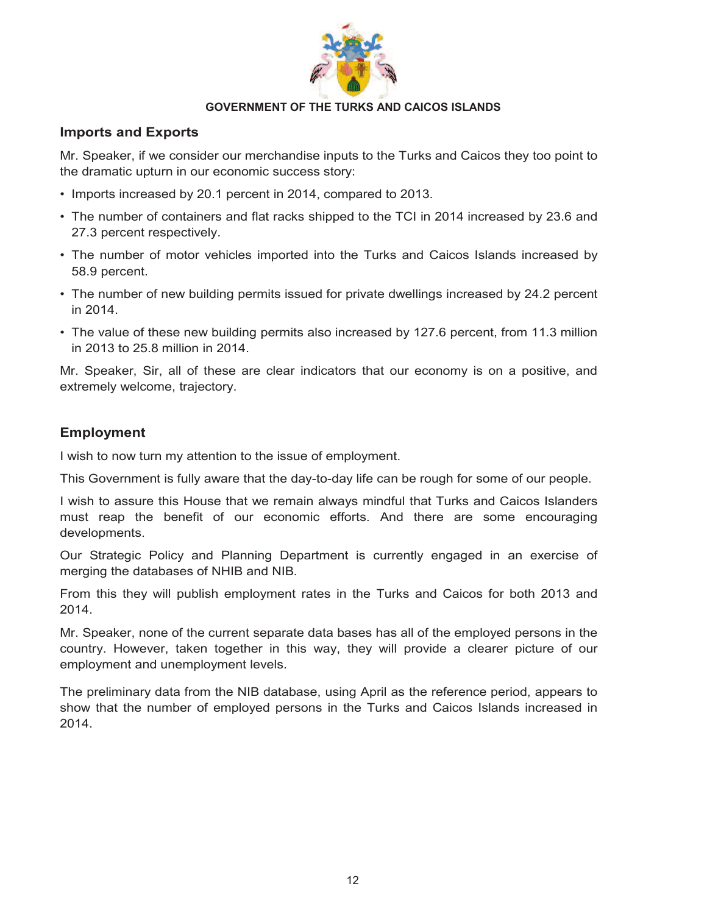## Imports and Exports

Mr. Speaker, if we consider our merchandise inputs to the Turks and Caicos they too point to the dramatic upturn in our economic success story:

- Imports increased by 20.1 percent in 2014, compared to 2013.
- The number of containers and flat racks shipped to the TCI in 2014 increased by 23.6 and 27.3 percent respectively.
- The number of motor vehicles imported into the Turks and Caicos Islands increased by 58.9 percent.
- The number of new building permits issued for private dwellings increased by 24.2 percent in 2014.
- The value of these new building permits also increased by 127.6 percent, from 11.3 million in 2013 to 25.8 million in 2014.

Mr. Speaker, Sir, all of these are clear indicators that our economy is on a positive, and extremely welcome, trajectory.

## Employment

I wish to now turn my attention to the issue of employment.

This Government is fully aware that the day-to-day life can be rough for some of our people.

I wish to assure this House that we remain always mindful that Turks and Caicos Islanders must reap the benefit of our economic efforts. And there are some encouraging developments.

Our Strategic Policy and Planning Department is currently engaged in an exercise of merging the databases of NHIB and NIB.

From this they will publish employment rates in the Turks and Caicos for both 2013 and 2014.

Mr. Speaker, none of the current separate data bases has all of the employed persons in the country. However, taken together in this way, they will provide a clearer picture of our employment and unemployment levels.

The preliminary data from the NIB database, using April as the reference period, appears to show that the number of employed persons in the Turks and Caicos Islands increased in 2014.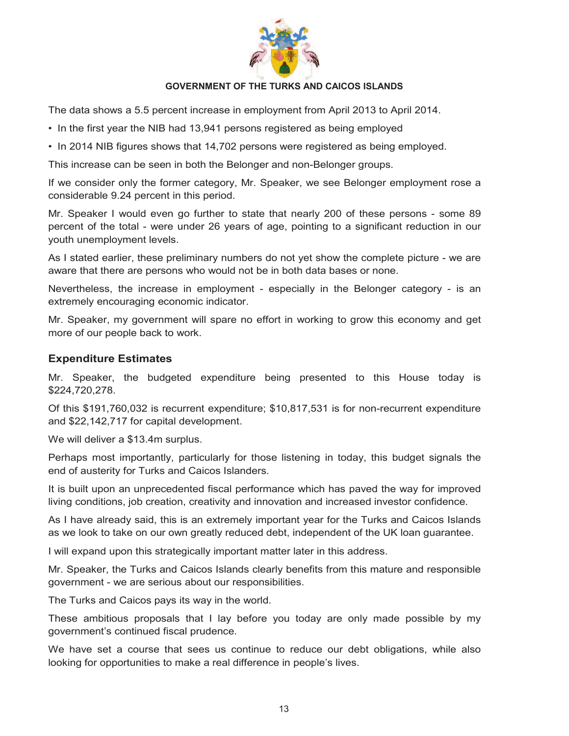The data shows a 5.5 percent increase in employment from April 2013 to April 2014.

- In the first year the NIB had 13,941 persons registered as being employed
- In 2014 NIB figures shows that 14,702 persons were registered as being employed.

This increase can be seen in both the Belonger and non-Belonger groups.

If we consider only the former category, Mr. Speaker, we see Belonger employment rose a considerable 9.24 percent in this period.

Mr. Speaker I would even go further to state that nearly 200 of these persons - some 89 percent of the total - were under 26 years of age, pointing to a significant reduction in our youth unemployment levels.

As I stated earlier, these preliminary numbers do not yet show the complete picture - we are aware that there are persons who would not be in both data bases or none.

Nevertheless, the increase in employment - especially in the Belonger category - is an extremely encouraging economic indicator.

Mr. Speaker, my government will spare no effort in working to grow this economy and get more of our people back to work.

## Expenditure Estimates

Mr. Speaker, the budgeted expenditure being presented to this House today is $224,720,278.

Of this $191,760,032 is recurrent expenditure; $10,817,531 is for non-recurrent expenditure and $22,142,717 for capital development.

We will deliver a $13.4m surplus.

Perhaps most importantly, particularly for those listening in today, this budget signals the end of austerity for Turks and Caicos Islanders.

It is built upon an unprecedented fiscal performance which has paved the way for improved living conditions, job creation, creativity and innovation and increased investor confidence.

As I have already said, this is an extremely important year for the Turks and Caicos Islands as we look to take on our own greatly reduced debt, independent of the UK loan guarantee.

I will expand upon this strategically important matter later in this address.

Mr. Speaker, the Turks and Caicos Islands clearly benefits from this mature and responsible government - we are serious about our responsibilities.

The Turks and Caicos pays its way in the world.

These ambitious proposals that I lay before you today are only made possible by my government's continued fiscal prudence.

We have set a course that sees us continue to reduce our debt obligations, while also looking for opportunities to make a real difference in people's lives.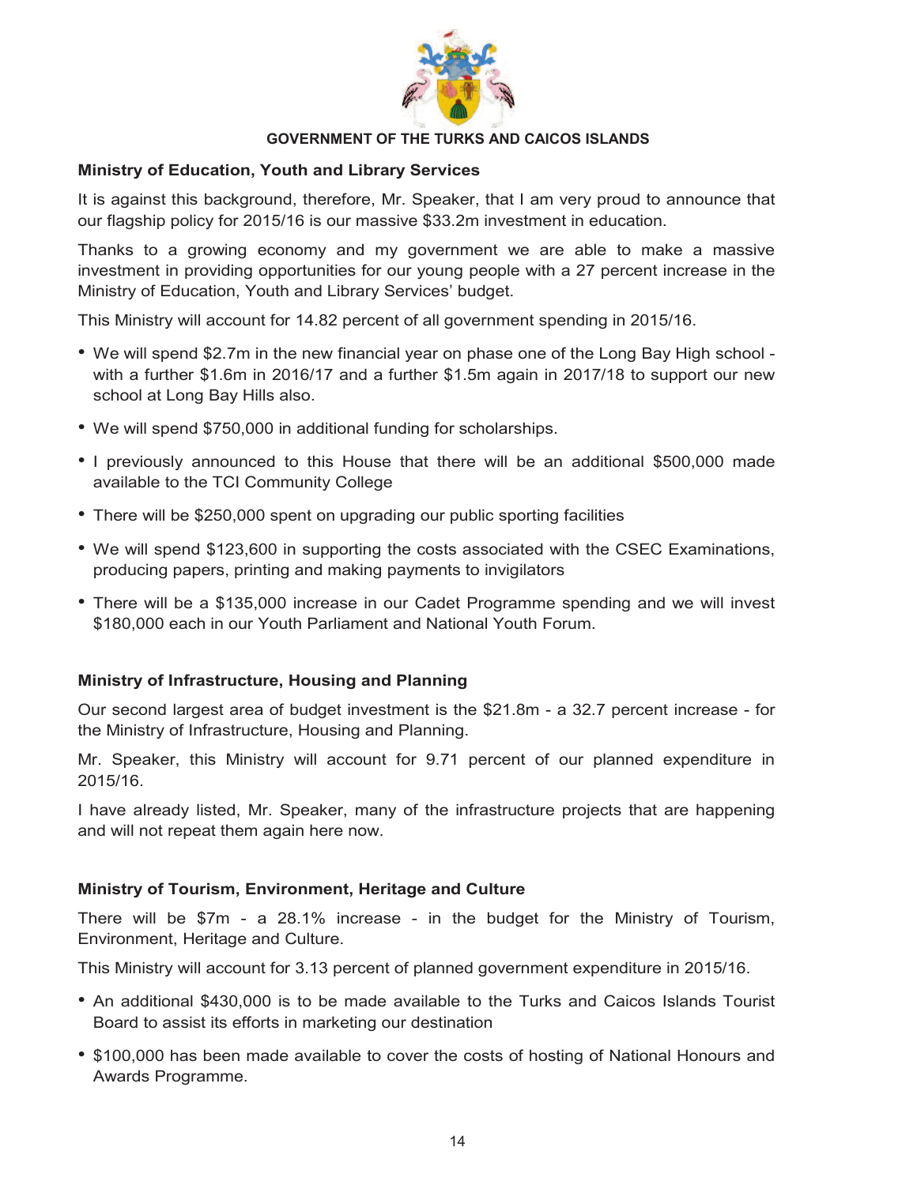**GOVERNMENT OF THE TURKS AND CAICOS ISLANDS**

## Ministry of Education, Youth and Library Services

It is against this background, therefore, Mr. Speaker, that I am very proud to announce that our flagship policy for 2015/16 is our massive $33.2m investment in education.

Thanks to a growing economy and my government we are able to make a massive investment in providing opportunities for our young people with a 27 percent increase in the Ministry of Education, Youth and Library Services' budget.

This Ministry will account for 14.82 percent of all government spending in 2015/16.

- We will spend $2.7m in the new financial year on phase one of the Long Bay High school - with a further $1.6m in 2016/17 and a further $1.5m again in 2017/18 to support our new school at Long Bay Hills also.
- We will spend $750,000 in additional funding for scholarships.
- I previously announced to this House that there will be an additional $500,000 made available to the TCI Community College
- There will be $250,000 spent on upgrading our public sporting facilities
- We will spend $123,600 in supporting the costs associated with the CSEC Examinations, producing papers, printing and making payments to invigilators
- There will be a $135,000 increase in our Cadet Programme spending and we will invest $180,000 each in our Youth Parliament and National Youth Forum.

## Ministry of Infrastructure, Housing and Planning

Our second largest area of budget investment is the $21.8m - a 32.7 percent increase - for the Ministry of Infrastructure, Housing and Planning.

Mr. Speaker, this Ministry will account for 9.71 percent of our planned expenditure in 2015/16.

I have already listed, Mr. Speaker, many of the infrastructure projects that are happening and will not repeat them again here now.

## Ministry of Tourism, Environment, Heritage and Culture

There will be $7m - a 28.1% increase - in the budget for the Ministry of Tourism, Environment, Heritage and Culture.

This Ministry will account for 3.13 percent of planned government expenditure in 2015/16.

- An additional $430,000 is to be made available to the Turks and Caicos Islands Tourist Board to assist its efforts in marketing our destination
- $100,000 has been made available to cover the costs of hosting of National Honours and Awards Programme.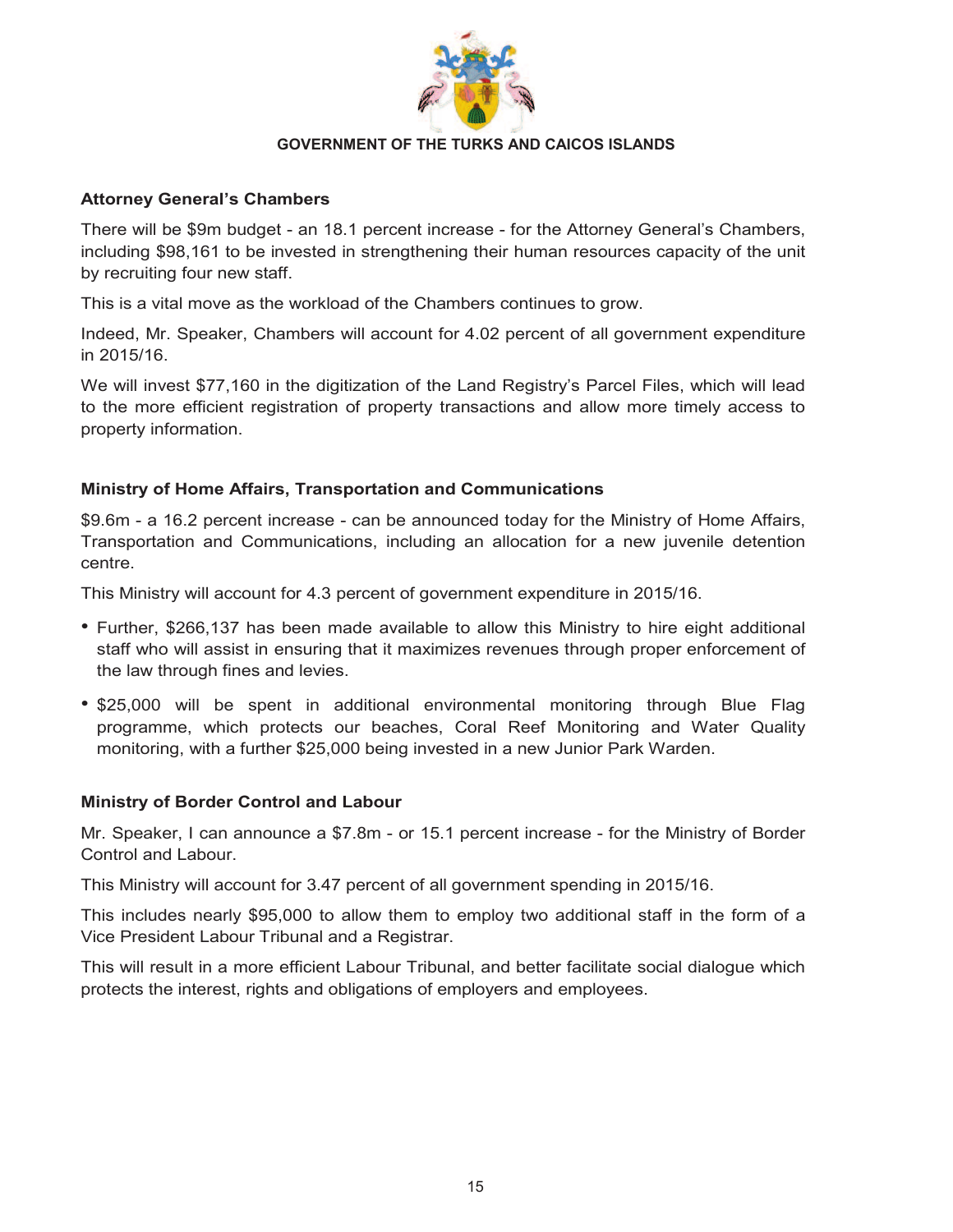**Attorney General's Chambers**

There will be $9m budget - an 18.1 percent increase - for the Attorney General's Chambers, including $98,161 to be invested in strengthening their human resources capacity of the unit by recruiting four new staff.

This is a vital move as the workload of the Chambers continues to grow.

Indeed, Mr. Speaker, Chambers will account for 4.02 percent of all government expenditure in 2015/16.

We will invest $77,160 in the digitization of the Land Registry's Parcel Files, which will lead to the more efficient registration of property transactions and allow more timely access to property information.

**Ministry of Home Affairs, Transportation and Communications**

$9.6m - a 16.2 percent increase - can be announced today for the Ministry of Home Affairs, Transportation and Communications, including an allocation for a new juvenile detention centre.

This Ministry will account for 4.3 percent of government expenditure in 2015/16.

- Further, $266,137 has been made available to allow this Ministry to hire eight additional staff who will assist in ensuring that it maximizes revenues through proper enforcement of the law through fines and levies.
- $25,000 will be spent in additional environmental monitoring through Blue Flag programme, which protects our beaches, Coral Reef Monitoring and Water Quality monitoring, with a further $25,000 being invested in a new Junior Park Warden.

**Ministry of Border Control and Labour**

Mr. Speaker, I can announce a $7.8m - or 15.1 percent increase - for the Ministry of Border Control and Labour.

This Ministry will account for 3.47 percent of all government spending in 2015/16.

This includes nearly $95,000 to allow them to employ two additional staff in the form of a Vice President Labour Tribunal and a Registrar.

This will result in a more efficient Labour Tribunal, and better facilitate social dialogue which protects the interest, rights and obligations of employers and employees.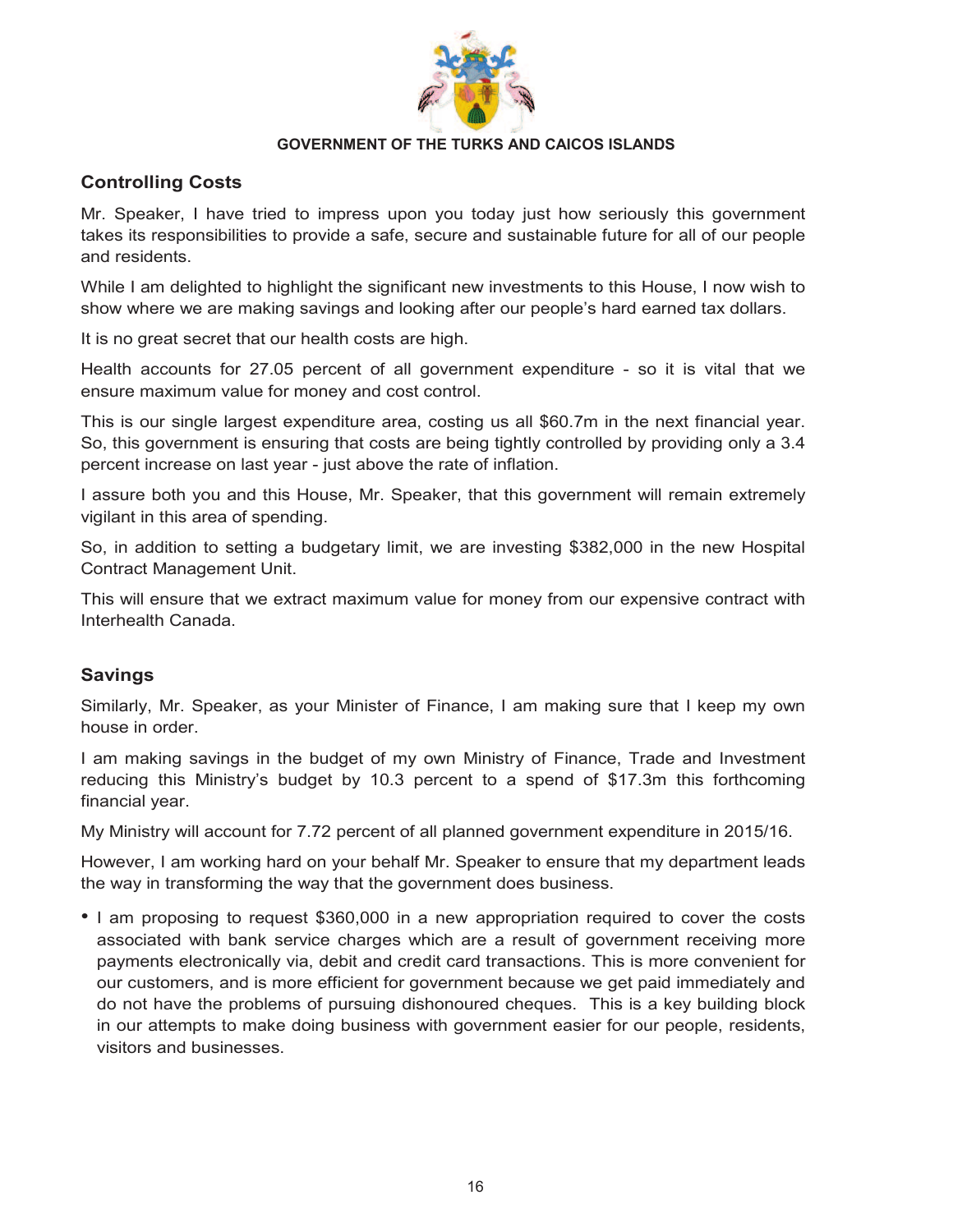## Controlling Costs

Mr. Speaker, I have tried to impress upon you today just how seriously this government takes its responsibilities to provide a safe, secure and sustainable future for all of our people and residents.

While I am delighted to highlight the significant new investments to this House, I now wish to show where we are making savings and looking after our people's hard earned tax dollars.

It is no great secret that our health costs are high.

Health accounts for 27.05 percent of all government expenditure - so it is vital that we ensure maximum value for money and cost control.

This is our single largest expenditure area, costing us all $60.7m in the next financial year. So, this government is ensuring that costs are being tightly controlled by providing only a 3.4 percent increase on last year - just above the rate of inflation.

I assure both you and this House, Mr. Speaker, that this government will remain extremely vigilant in this area of spending.

So, in addition to setting a budgetary limit, we are investing $382,000 in the new Hospital Contract Management Unit.

This will ensure that we extract maximum value for money from our expensive contract with Interhealth Canada.

## Savings

Similarly, Mr. Speaker, as your Minister of Finance, I am making sure that I keep my own house in order.

I am making savings in the budget of my own Ministry of Finance, Trade and Investment reducing this Ministry's budget by 10.3 percent to a spend of $17.3m this forthcoming financial year.

My Ministry will account for 7.72 percent of all planned government expenditure in 2015/16.

However, I am working hard on your behalf Mr. Speaker to ensure that my department leads the way in transforming the way that the government does business.

- I am proposing to request $360,000 in a new appropriation required to cover the costs associated with bank service charges which are a result of government receiving more payments electronically via, debit and credit card transactions. This is more convenient for our customers, and is more efficient for government because we get paid immediately and do not have the problems of pursuing dishonoured cheques. This is a key building block in our attempts to make doing business with government easier for our people, residents, visitors and businesses.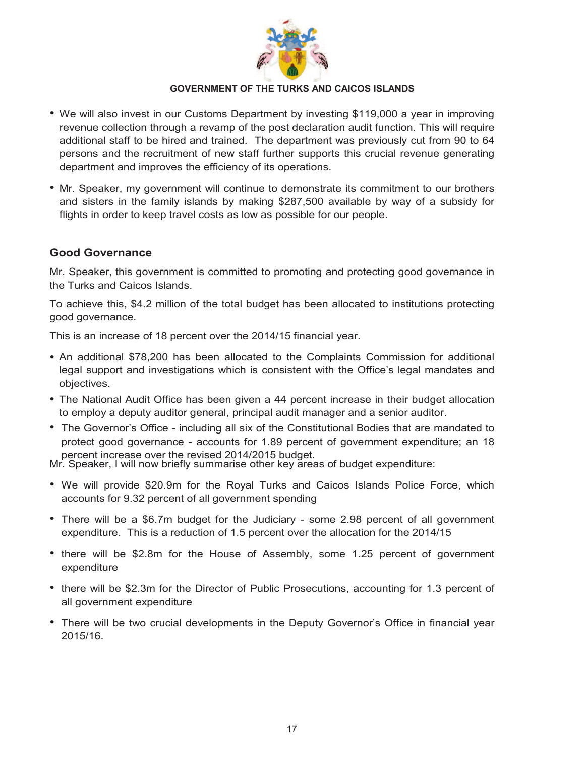- We will also invest in our Customs Department by investing $119,000 a year in improving revenue collection through a revamp of the post declaration audit function. This will require additional staff to be hired and trained. The department was previously cut from 90 to 64 persons and the recruitment of new staff further supports this crucial revenue generating department and improves the efficiency of its operations.
- Mr. Speaker, my government will continue to demonstrate its commitment to our brothers and sisters in the family islands by making $287,500 available by way of a subsidy for flights in order to keep travel costs as low as possible for our people.

## Good Governance

Mr. Speaker, this government is committed to promoting and protecting good governance in the Turks and Caicos Islands.

To achieve this, $4.2 million of the total budget has been allocated to institutions protecting good governance.

This is an increase of 18 percent over the 2014/15 financial year.

- An additional $78,200 has been allocated to the Complaints Commission for additional legal support and investigations which is consistent with the Office's legal mandates and objectives.
- The National Audit Office has been given a 44 percent increase in their budget allocation to employ a deputy auditor general, principal audit manager and a senior auditor.
- The Governor's Office - including all six of the Constitutional Bodies that are mandated to protect good governance - accounts for 1.89 percent of government expenditure; an 18 percent increase over the revised 2014/2015 budget.

Mr. Speaker, I will now briefly summarise other key areas of budget expenditure:

- We will provide $20.9m for the Royal Turks and Caicos Islands Police Force, which accounts for 9.32 percent of all government spending
- There will be a $6.7m budget for the Judiciary - some 2.98 percent of all government expenditure. This is a reduction of 1.5 percent over the allocation for the 2014/15
- there will be $2.8m for the House of Assembly, some 1.25 percent of government expenditure
- there will be $2.3m for the Director of Public Prosecutions, accounting for 1.3 percent of all government expenditure
- There will be two crucial developments in the Deputy Governor's Office in financial year 2015/16.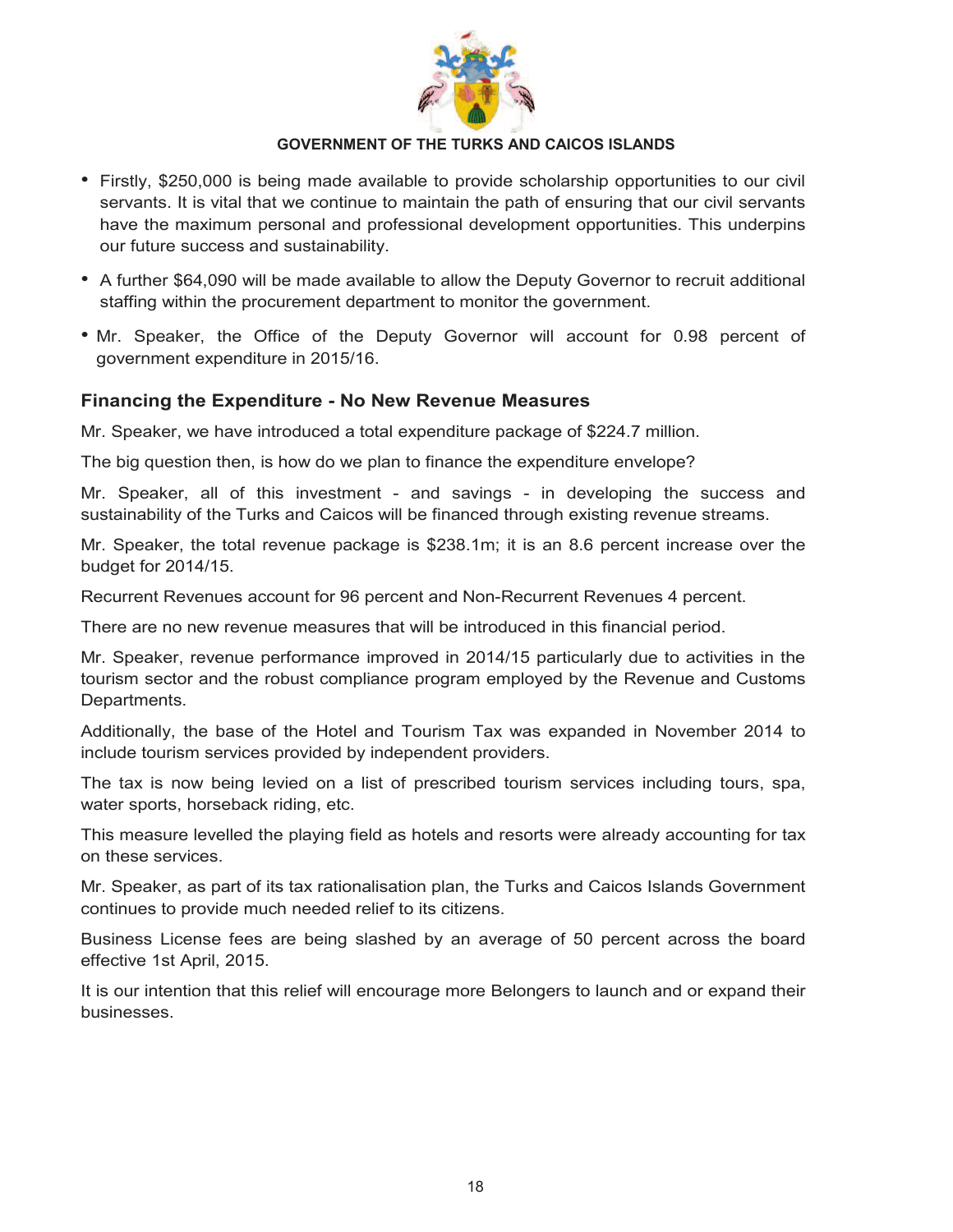- Firstly, $250,000 is being made available to provide scholarship opportunities to our civil servants. It is vital that we continue to maintain the path of ensuring that our civil servants have the maximum personal and professional development opportunities. This underpins our future success and sustainability.
- A further $64,090 will be made available to allow the Deputy Governor to recruit additional staffing within the procurement department to monitor the government.
- Mr. Speaker, the Office of the Deputy Governor will account for 0.98 percent of government expenditure in 2015/16.

### Financing the Expenditure - No New Revenue Measures

Mr. Speaker, we have introduced a total expenditure package of $224.7 million.

The big question then, is how do we plan to finance the expenditure envelope?

Mr. Speaker, all of this investment - and savings - in developing the success and sustainability of the Turks and Caicos will be financed through existing revenue streams.

Mr. Speaker, the total revenue package is $238.1m; it is an 8.6 percent increase over the budget for 2014/15.

Recurrent Revenues account for 96 percent and Non-Recurrent Revenues 4 percent.

There are no new revenue measures that will be introduced in this financial period.

Mr. Speaker, revenue performance improved in 2014/15 particularly due to activities in the tourism sector and the robust compliance program employed by the Revenue and Customs Departments.

Additionally, the base of the Hotel and Tourism Tax was expanded in November 2014 to include tourism services provided by independent providers.

The tax is now being levied on a list of prescribed tourism services including tours, spa, water sports, horseback riding, etc.

This measure levelled the playing field as hotels and resorts were already accounting for tax on these services.

Mr. Speaker, as part of its tax rationalisation plan, the Turks and Caicos Islands Government continues to provide much needed relief to its citizens.

Business License fees are being slashed by an average of 50 percent across the board effective 1st April, 2015.

It is our intention that this relief will encourage more Belongers to launch and or expand their businesses.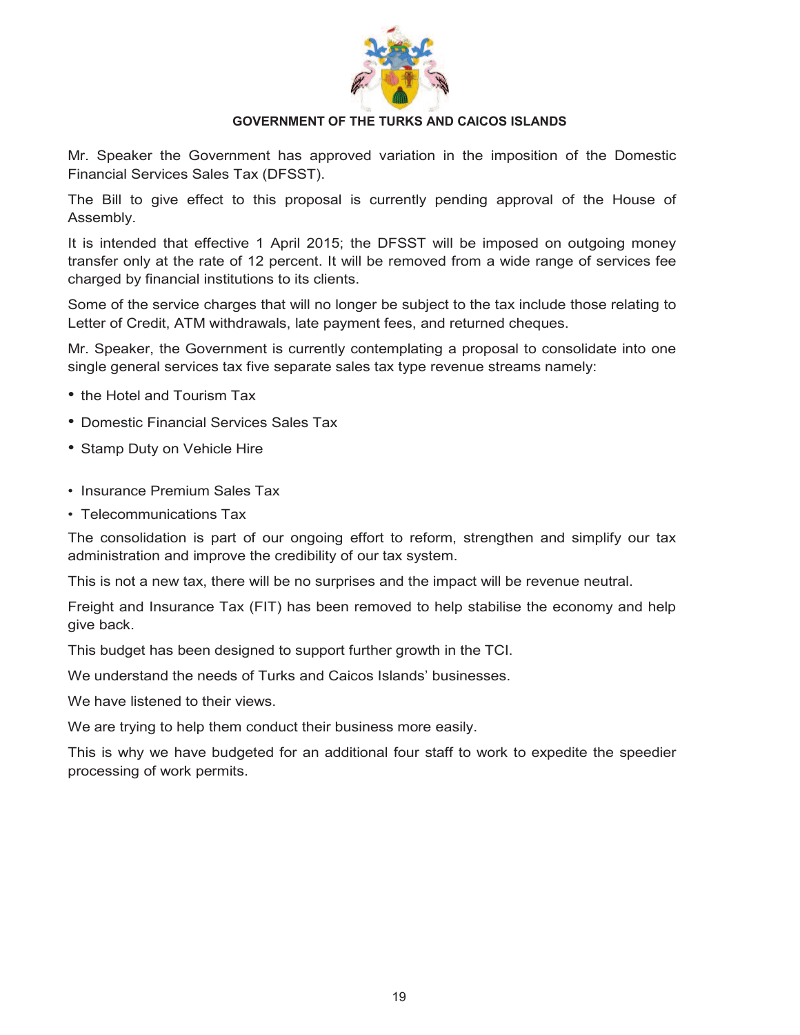**GOVERNMENT OF THE TURKS AND CAICOS ISLANDS**

Mr. Speaker the Government has approved variation in the imposition of the Domestic Financial Services Sales Tax (DFSST).

The Bill to give effect to this proposal is currently pending approval of the House of Assembly.

It is intended that effective 1 April 2015; the DFSST will be imposed on outgoing money transfer only at the rate of 12 percent. It will be removed from a wide range of services fee charged by financial institutions to its clients.

Some of the service charges that will no longer be subject to the tax include those relating to Letter of Credit, ATM withdrawals, late payment fees, and returned cheques.

Mr. Speaker, the Government is currently contemplating a proposal to consolidate into one single general services tax five separate sales tax type revenue streams namely:

- the Hotel and Tourism Tax
- Domestic Financial Services Sales Tax
- Stamp Duty on Vehicle Hire
- Insurance Premium Sales Tax
- Telecommunications Tax

The consolidation is part of our ongoing effort to reform, strengthen and simplify our tax administration and improve the credibility of our tax system.

This is not a new tax, there will be no surprises and the impact will be revenue neutral.

Freight and Insurance Tax (FIT) has been removed to help stabilise the economy and help give back.

This budget has been designed to support further growth in the TCI.

We understand the needs of Turks and Caicos Islands' businesses.

We have listened to their views.

We are trying to help them conduct their business more easily.

This is why we have budgeted for an additional four staff to work to expedite the speedier processing of work permits.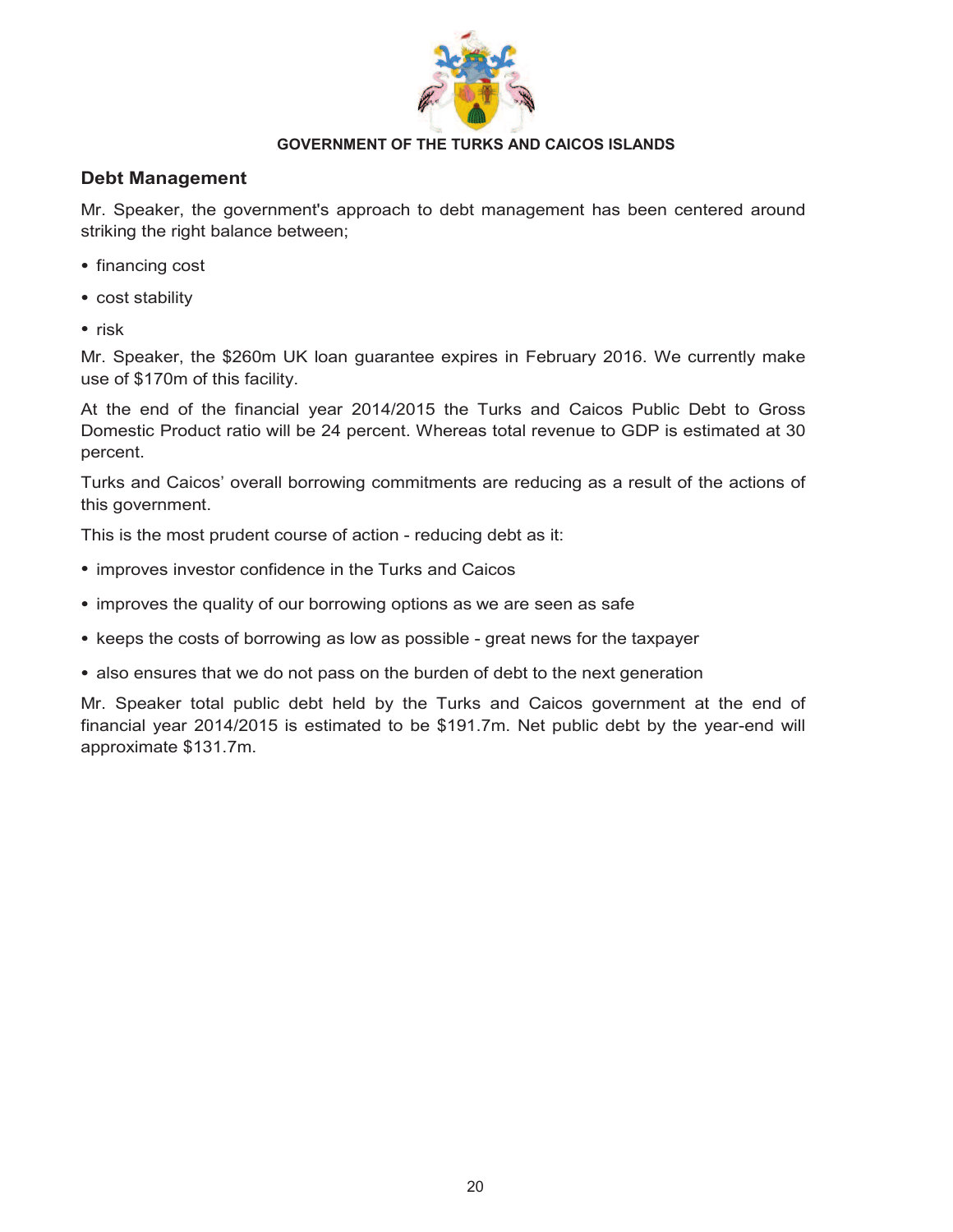## Debt Management

Mr. Speaker, the government's approach to debt management has been centered around striking the right balance between;

- financing cost
- cost stability
- risk

Mr. Speaker, the $260m UK loan guarantee expires in February 2016. We currently make use of $170m of this facility.

At the end of the financial year 2014/2015 the Turks and Caicos Public Debt to Gross Domestic Product ratio will be 24 percent. Whereas total revenue to GDP is estimated at 30 percent.

Turks and Caicos' overall borrowing commitments are reducing as a result of the actions of this government.

This is the most prudent course of action - reducing debt as it:

- improves investor confidence in the Turks and Caicos
- improves the quality of our borrowing options as we are seen as safe
- keeps the costs of borrowing as low as possible - great news for the taxpayer
- also ensures that we do not pass on the burden of debt to the next generation

Mr. Speaker total public debt held by the Turks and Caicos government at the end of financial year 2014/2015 is estimated to be $191.7m. Net public debt by the year-end will approximate $131.7m.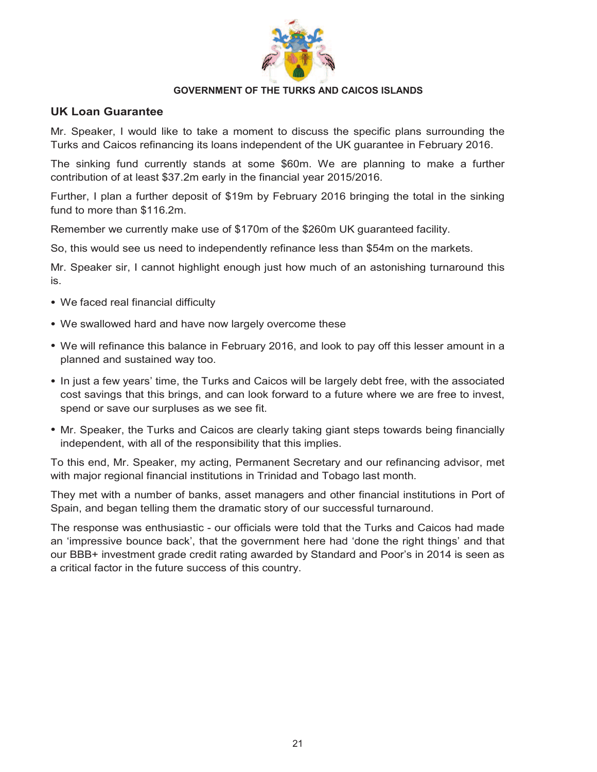## UK Loan Guarantee

Mr. Speaker, I would like to take a moment to discuss the specific plans surrounding the Turks and Caicos refinancing its loans independent of the UK guarantee in February 2016.

The sinking fund currently stands at some $60m. We are planning to make a further contribution of at least $37.2m early in the financial year 2015/2016.

Further, I plan a further deposit of $19m by February 2016 bringing the total in the sinking fund to more than $116.2m.

Remember we currently make use of $170m of the $260m UK guaranteed facility.

So, this would see us need to independently refinance less than $54m on the markets.

Mr. Speaker sir, I cannot highlight enough just how much of an astonishing turnaround this is.

- We faced real financial difficulty
- We swallowed hard and have now largely overcome these
- We will refinance this balance in February 2016, and look to pay off this lesser amount in a planned and sustained way too.
- In just a few years' time, the Turks and Caicos will be largely debt free, with the associated cost savings that this brings, and can look forward to a future where we are free to invest, spend or save our surpluses as we see fit.
- Mr. Speaker, the Turks and Caicos are clearly taking giant steps towards being financially independent, with all of the responsibility that this implies.

To this end, Mr. Speaker, my acting, Permanent Secretary and our refinancing advisor, met with major regional financial institutions in Trinidad and Tobago last month.

They met with a number of banks, asset managers and other financial institutions in Port of Spain, and began telling them the dramatic story of our successful turnaround.

The response was enthusiastic - our officials were told that the Turks and Caicos had made an 'impressive bounce back', that the government here had 'done the right things' and that our BBB+ investment grade credit rating awarded by Standard and Poor's in 2014 is seen as a critical factor in the future success of this country.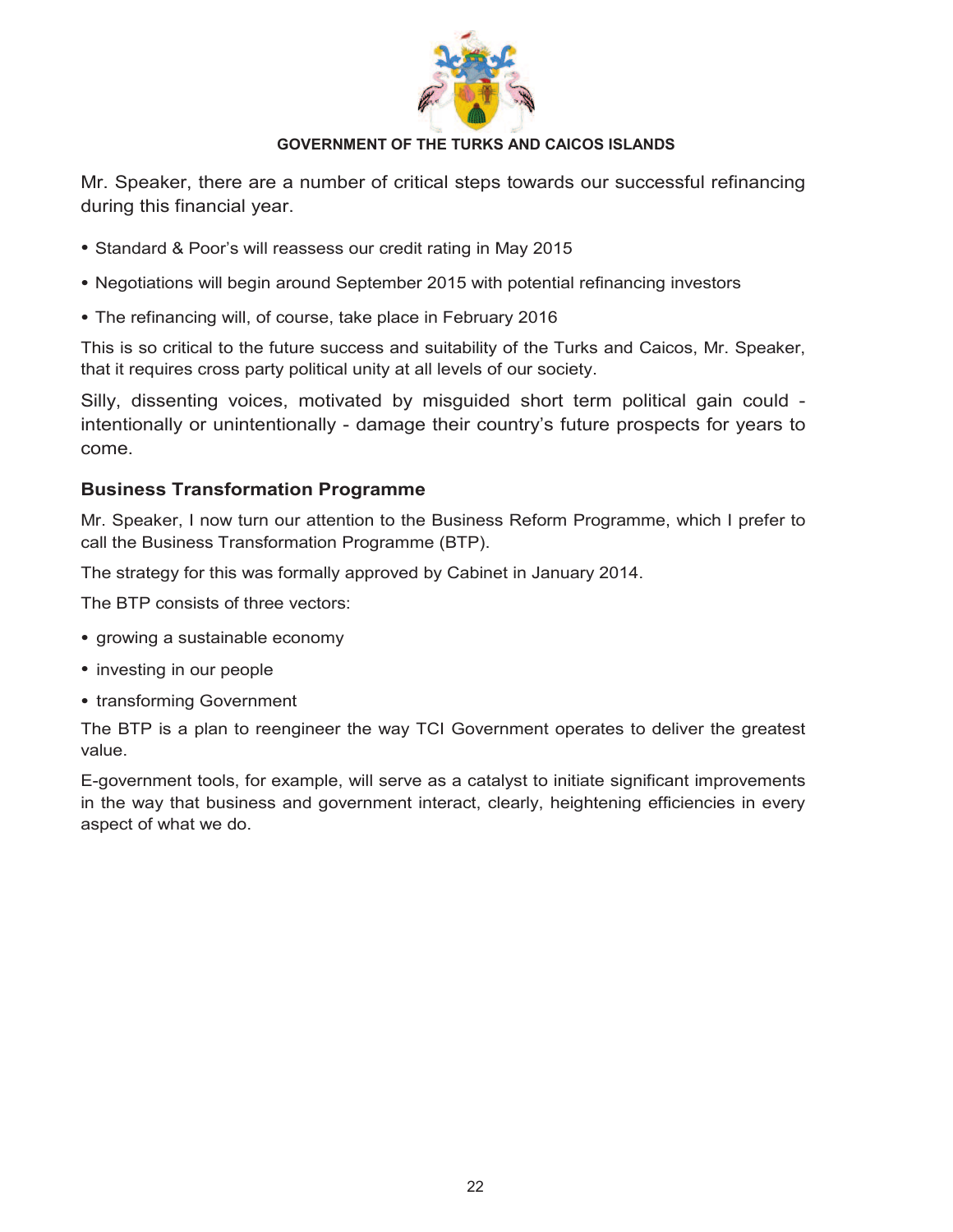Mr. Speaker, there are a number of critical steps towards our successful refinancing during this financial year.

- Standard & Poor's will reassess our credit rating in May 2015
- Negotiations will begin around September 2015 with potential refinancing investors
- The refinancing will, of course, take place in February 2016

This is so critical to the future success and suitability of the Turks and Caicos, Mr. Speaker, that it requires cross party political unity at all levels of our society.

Silly, dissenting voices, motivated by misguided short term political gain could - intentionally or unintentionally - damage their country's future prospects for years to come.

### Business Transformation Programme

Mr. Speaker, I now turn our attention to the Business Reform Programme, which I prefer to call the Business Transformation Programme (BTP).

The strategy for this was formally approved by Cabinet in January 2014.

The BTP consists of three vectors:

- growing a sustainable economy
- investing in our people
- transforming Government

The BTP is a plan to reengineer the way TCI Government operates to deliver the greatest value.

E-government tools, for example, will serve as a catalyst to initiate significant improvements in the way that business and government interact, clearly, heightening efficiencies in every aspect of what we do.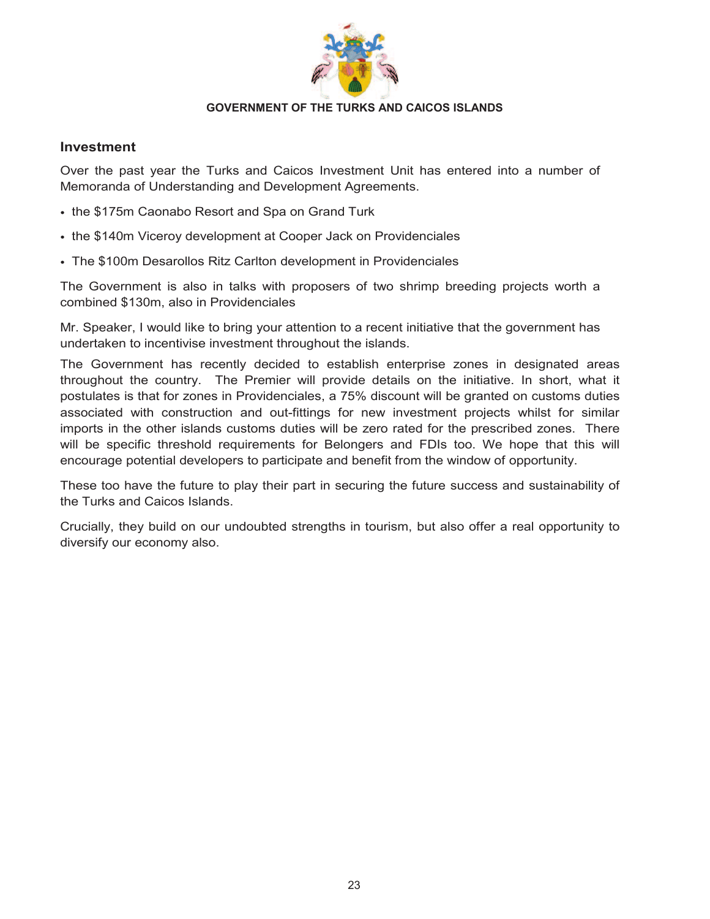## Investment

Over the past year the Turks and Caicos Investment Unit has entered into a number of Memoranda of Understanding and Development Agreements.

- the $175m Caonabo Resort and Spa on Grand Turk
- the $140m Viceroy development at Cooper Jack on Providenciales
- The $100m Desarollos Ritz Carlton development in Providenciales

The Government is also in talks with proposers of two shrimp breeding projects worth a combined $130m, also in Providenciales

Mr. Speaker, I would like to bring your attention to a recent initiative that the government has undertaken to incentivise investment throughout the islands.

The Government has recently decided to establish enterprise zones in designated areas throughout the country. The Premier will provide details on the initiative. In short, what it postulates is that for zones in Providenciales, a 75% discount will be granted on customs duties associated with construction and out-fittings for new investment projects whilst for similar imports in the other islands customs duties will be zero rated for the prescribed zones. There will be specific threshold requirements for Belongers and FDIs too. We hope that this will encourage potential developers to participate and benefit from the window of opportunity.

These too have the future to play their part in securing the future success and sustainability of the Turks and Caicos Islands.

Crucially, they build on our undoubted strengths in tourism, but also offer a real opportunity to diversify our economy also.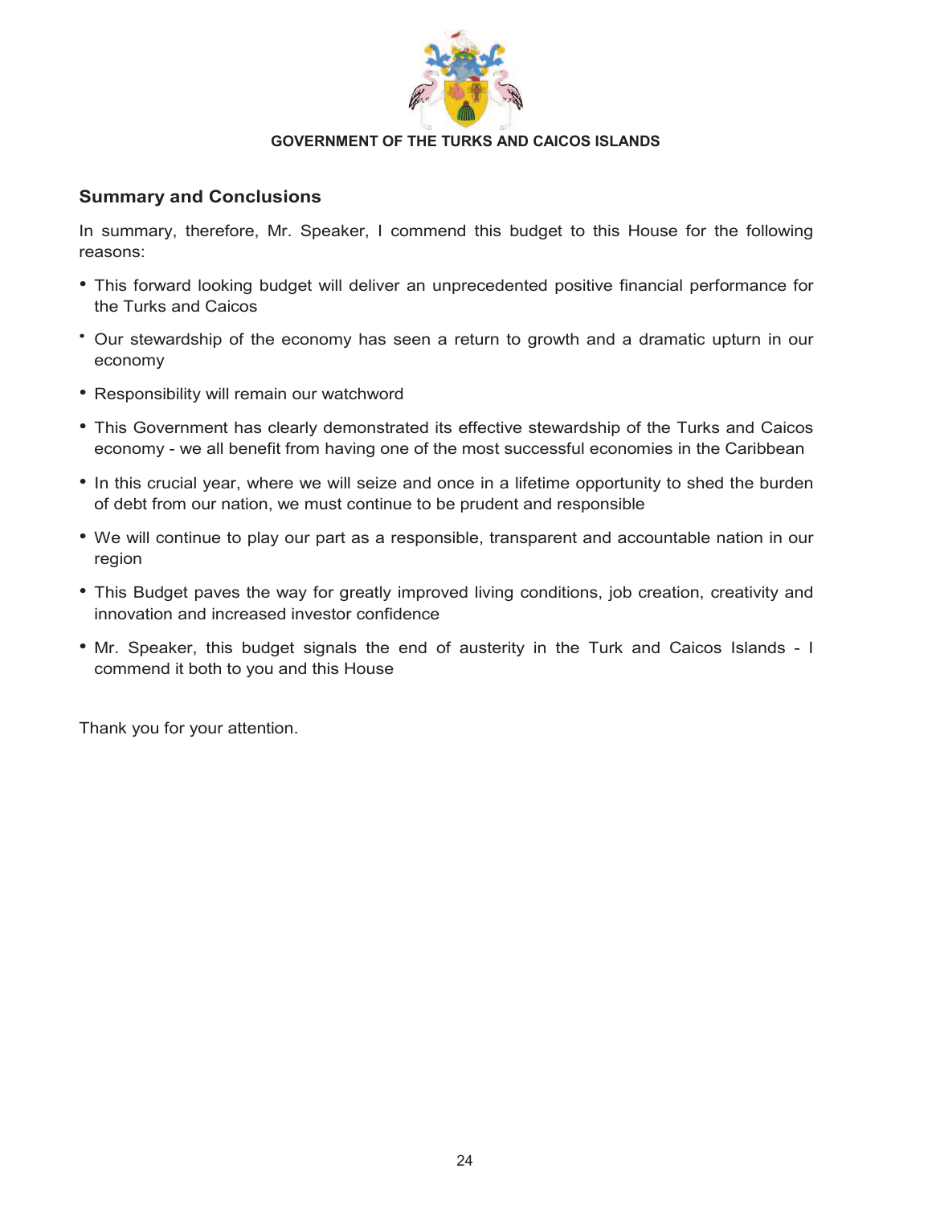**GOVERNMENT OF THE TURKS AND CAICOS ISLANDS**

## Summary and Conclusions

In summary, therefore, Mr. Speaker, I commend this budget to this House for the following reasons:

- This forward looking budget will deliver an unprecedented positive financial performance for the Turks and Caicos
- Our stewardship of the economy has seen a return to growth and a dramatic upturn in our economy
- Responsibility will remain our watchword
- This Government has clearly demonstrated its effective stewardship of the Turks and Caicos economy - we all benefit from having one of the most successful economies in the Caribbean
- In this crucial year, where we will seize and once in a lifetime opportunity to shed the burden of debt from our nation, we must continue to be prudent and responsible
- We will continue to play our part as a responsible, transparent and accountable nation in our region
- This Budget paves the way for greatly improved living conditions, job creation, creativity and innovation and increased investor confidence
- Mr. Speaker, this budget signals the end of austerity in the Turk and Caicos Islands - I commend it both to you and this House

Thank you for your attention.